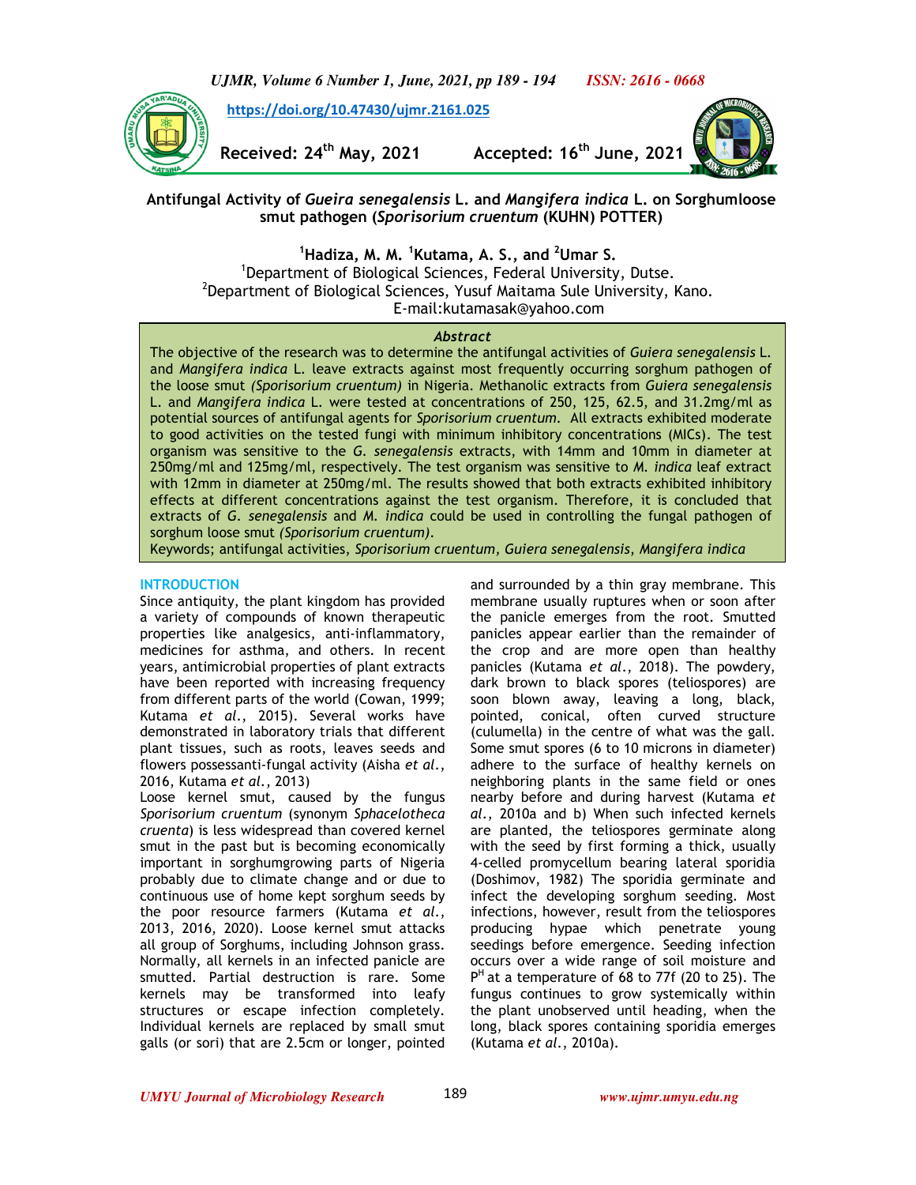https://doi.org/10.47430/ujmr.2161.025

Received: 24th May, 2021 Accepted: 16th June, 2021

# Antifungal Activity of *Gueira senegalensis* L. and *Mangifera indica* L. on Sorghumloose smut pathogen (*Sporisorium cruentum* (KUHN) POTTER)

[1]Hadiza, M. M. [1]Kutama, A. S., and [2]Umar S.

[1]Department of Biological Sciences, Federal University, Dutse.
[2]Department of Biological Sciences, Yusuf Maitama Sule University, Kano.
E-mail:kutamasak@yahoo.com

## *Abstract*

The objective of the research was to determine the antifungal activities of *Guiera senegalensis* L. and *Mangifera indica* L. leave extracts against most frequently occurring sorghum pathogen of the loose smut *(Sporisorium cruentum)* in Nigeria. Methanolic extracts from *Guiera senegalensis* L. and *Mangifera indica* L. were tested at concentrations of 250, 125, 62.5, and 31.2mg/ml as potential sources of antifungal agents for *Sporisorium cruentum.* All extracts exhibited moderate to good activities on the tested fungi with minimum inhibitory concentrations (MICs). The test organism was sensitive to the *G. senegalensis* extracts, with 14mm and 10mm in diameter at 250mg/ml and 125mg/ml, respectively. The test organism was sensitive to *M. indica* leaf extract with 12mm in diameter at 250mg/ml. The results showed that both extracts exhibited inhibitory effects at different concentrations against the test organism. Therefore, it is concluded that extracts of *G. senegalensis* and *M. indica* could be used in controlling the fungal pathogen of sorghum loose smut *(Sporisorium cruentum)*.

Keywords; antifungal activities, *Sporisorium cruentum*, *Guiera senegalensis*, *Mangifera indica*

## INTRODUCTION

Since antiquity, the plant kingdom has provided a variety of compounds of known therapeutic properties like analgesics, anti-inflammatory, medicines for asthma, and others. In recent years, antimicrobial properties of plant extracts have been reported with increasing frequency from different parts of the world (Cowan, 1999; Kutama *et al*., 2015). Several works have demonstrated in laboratory trials that different plant tissues, such as roots, leaves seeds and flowers possessanti-fungal activity (Aisha *et al*., 2016, Kutama *et al*., 2013)

Loose kernel smut, caused by the fungus *Sporisorium cruentum* (synonym *Sphacelotheca cruenta*) is less widespread than covered kernel smut in the past but is becoming economically important in sorghumgrowing parts of Nigeria probably due to climate change and or due to continuous use of home kept sorghum seeds by the poor resource farmers (Kutama *et al*., 2013, 2016, 2020). Loose kernel smut attacks all group of Sorghums, including Johnson grass. Normally, all kernels in an infected panicle are smutted. Partial destruction is rare. Some kernels may be transformed into leafy structures or escape infection completely. Individual kernels are replaced by small smut galls (or sori) that are 2.5cm or longer, pointed and surrounded by a thin gray membrane. This membrane usually ruptures when or soon after the panicle emerges from the root. Smutted panicles appear earlier than the remainder of the crop and are more open than healthy panicles (Kutama *et al*., 2018). The powdery, dark brown to black spores (teliospores) are soon blown away, leaving a long, black, pointed, conical, often curved structure (culumella) in the centre of what was the gall. Some smut spores (6 to 10 microns in diameter) adhere to the surface of healthy kernels on neighboring plants in the same field or ones nearby before and during harvest (Kutama *et al*., 2010a and b) When such infected kernels are planted, the teliospores germinate along with the seed by first forming a thick, usually 4-celled promycellum bearing lateral sporidia (Doshimov, 1982) The sporidia germinate and infect the developing sorghum seeding. Most infections, however, result from the teliospores producing hypae which penetrate young seedings before emergence. Seeding infection occurs over a wide range of soil moisture and $P^H$ at a temperature of 68 to 77f (20 to 25). The fungus continues to grow systemically within the plant unobserved until heading, when the long, black spores containing sporidia emerges (Kutama *et al*., 2010a).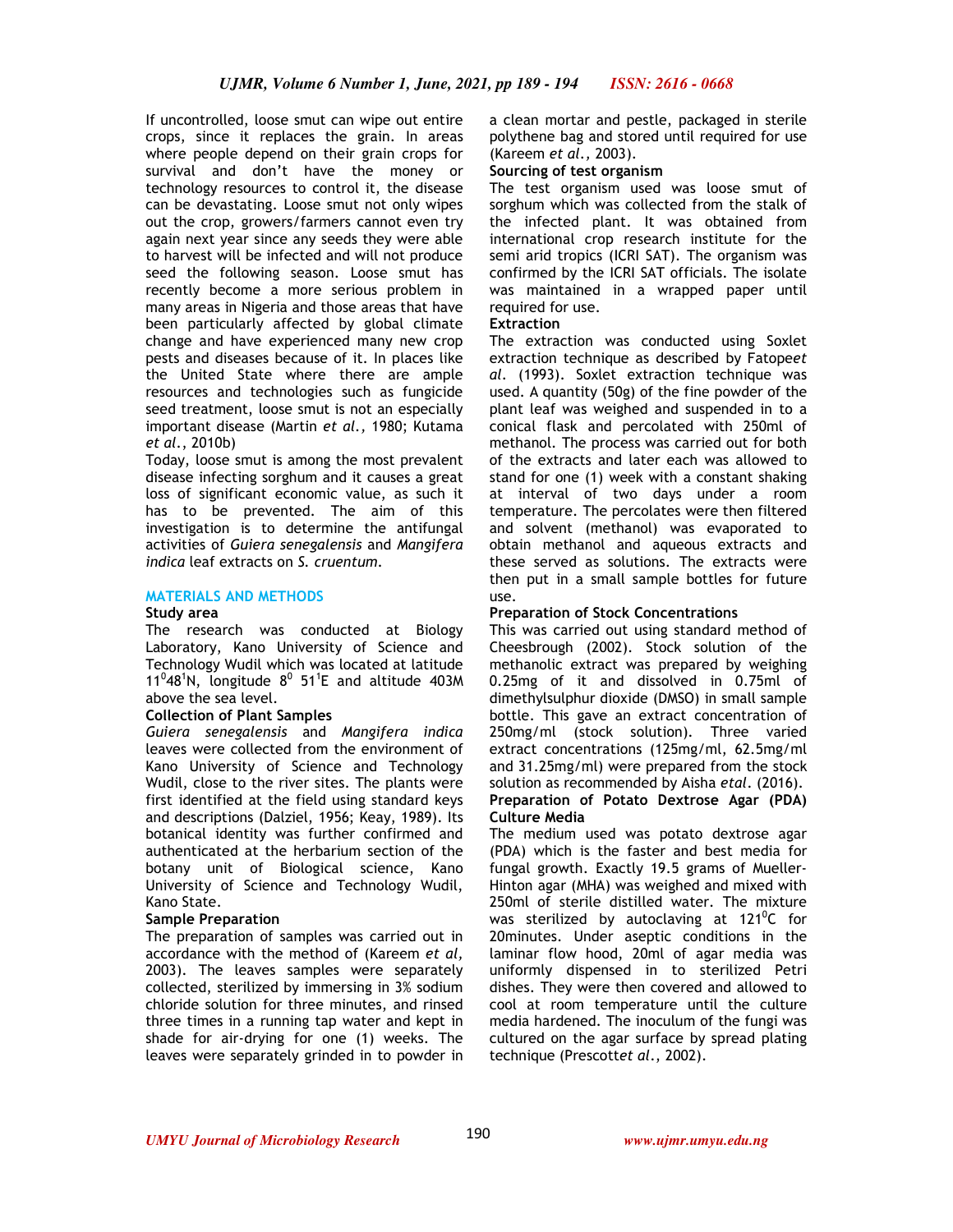If uncontrolled, loose smut can wipe out entire crops, since it replaces the grain. In areas where people depend on their grain crops for survival and don't have the money or technology resources to control it, the disease can be devastating. Loose smut not only wipes out the crop, growers/farmers cannot even try again next year since any seeds they were able to harvest will be infected and will not produce seed the following season. Loose smut has recently become a more serious problem in many areas in Nigeria and those areas that have been particularly affected by global climate change and have experienced many new crop pests and diseases because of it. In places like the United State where there are ample resources and technologies such as fungicide seed treatment, loose smut is not an especially important disease (Martin *et al.,* 1980; Kutama *et al.*, 2010b)

Today, loose smut is among the most prevalent disease infecting sorghum and it causes a great loss of significant economic value, as such it has to be prevented. The aim of this investigation is to determine the antifungal activities of *Guiera senegalensis* and *Mangifera indica* leaf extracts on *S. cruentum*.

## MATERIALS AND METHODS

### Study area

The research was conducted at Biology Laboratory, Kano University of Science and Technology Wudil which was located at latitude $11^0 48^1$N, longitude $8^0$ $51^1$E and altitude 403M above the sea level.

### Collection of Plant Samples

*Guiera senegalensis* and *Mangifera indica* leaves were collected from the environment of Kano University of Science and Technology Wudil, close to the river sites. The plants were first identified at the field using standard keys and descriptions (Dalziel, 1956; Keay, 1989). Its botanical identity was further confirmed and authenticated at the herbarium section of the botany unit of Biological science, Kano University of Science and Technology Wudil, Kano State.

### Sample Preparation

The preparation of samples was carried out in accordance with the method of (Kareem *et al,* 2003). The leaves samples were separately collected, sterilized by immersing in 3% sodium chloride solution for three minutes, and rinsed three times in a running tap water and kept in shade for air-drying for one (1) weeks. The leaves were separately grinded in to powder in a clean mortar and pestle, packaged in sterile polythene bag and stored until required for use (Kareem *et al.,* 2003).

### Sourcing of test organism

The test organism used was loose smut of sorghum which was collected from the stalk of the infected plant. It was obtained from international crop research institute for the semi arid tropics (ICRI SAT). The organism was confirmed by the ICRI SAT officials. The isolate was maintained in a wrapped paper until required for use.

### Extraction

The extraction was conducted using Soxlet extraction technique as described by Fatope*et al.* (1993). Soxlet extraction technique was used. A quantity (50g) of the fine powder of the plant leaf was weighed and suspended in to a conical flask and percolated with 250ml of methanol. The process was carried out for both of the extracts and later each was allowed to stand for one (1) week with a constant shaking at interval of two days under a room temperature. The percolates were then filtered and solvent (methanol) was evaporated to obtain methanol and aqueous extracts and these served as solutions. The extracts were then put in a small sample bottles for future use.

### Preparation of Stock Concentrations

This was carried out using standard method of Cheesbrough (2002). Stock solution of the methanolic extract was prepared by weighing 0.25mg of it and dissolved in 0.75ml of dimethylsulphur dioxide (DMSO) in small sample bottle. This gave an extract concentration of 250mg/ml (stock solution). Three varied extract concentrations (125mg/ml, 62.5mg/ml and 31.25mg/ml) were prepared from the stock solution as recommended by Aisha *etal*. (2016).

### Preparation of Potato Dextrose Agar (PDA) Culture Media

The medium used was potato dextrose agar (PDA) which is the faster and best media for fungal growth. Exactly 19.5 grams of Mueller-Hinton agar (MHA) was weighed and mixed with 250ml of sterile distilled water. The mixture was sterilized by autoclaving at $121^0$C for 20minutes. Under aseptic conditions in the laminar flow hood, 20ml of agar media was uniformly dispensed in to sterilized Petri dishes. They were then covered and allowed to cool at room temperature until the culture media hardened. The inoculum of the fungi was cultured on the agar surface by spread plating technique (Prescott*et al.*, 2002).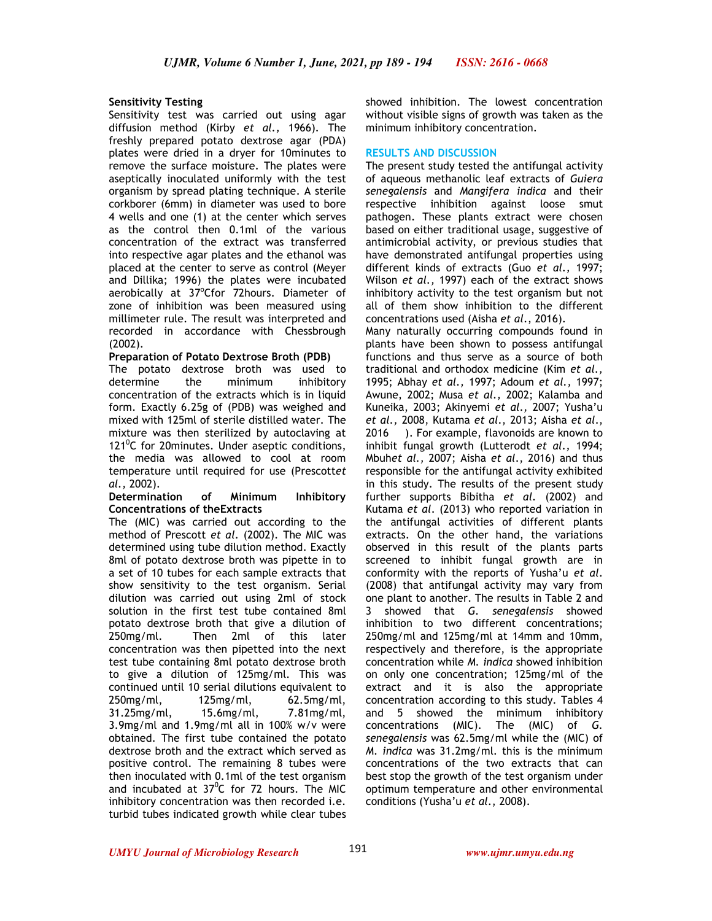**Sensitivity Testing**

Sensitivity test was carried out using agar diffusion method (Kirby *et al.,* 1966). The freshly prepared potato dextrose agar (PDA) plates were dried in a dryer for 10minutes to remove the surface moisture. The plates were aseptically inoculated uniformly with the test organism by spread plating technique. A sterile corkborer (6mm) in diameter was used to bore 4 wells and one (1) at the center which serves as the control then 0.1ml of the various concentration of the extract was transferred into respective agar plates and the ethanol was placed at the center to serve as control (Meyer and Dillika; 1996) the plates were incubated aerobically at 37$^{o}$Cfor 72hours. Diameter of zone of inhibition was been measured using millimeter rule. The result was interpreted and recorded in accordance with Chessbrough (2002).

**Preparation of Potato Dextrose Broth (PDB)**

The potato dextrose broth was used to determine the minimum inhibitory concentration of the extracts which is in liquid form. Exactly 6.25g of (PDB) was weighed and mixed with 125ml of sterile distilled water. The mixture was then sterilized by autoclaving at 121$^{0}$C for 20minutes. Under aseptic conditions, the media was allowed to cool at room temperature until required for use (Prescott*et al.,* 2002).

**Determination of Minimum Inhibitory Concentrations of theExtracts**

The (MIC) was carried out according to the method of Prescott *et al.* (2002). The MIC was determined using tube dilution method. Exactly 8ml of potato dextrose broth was pipette in to a set of 10 tubes for each sample extracts that show sensitivity to the test organism. Serial dilution was carried out using 2ml of stock solution in the first test tube contained 8ml potato dextrose broth that give a dilution of 250mg/ml. Then 2ml of this later concentration was then pipetted into the next test tube containing 8ml potato dextrose broth to give a dilution of 125mg/ml. This was continued until 10 serial dilutions equivalent to 250mg/ml, 125mg/ml, 62.5mg/ml, 31.25mg/ml, 15.6mg/ml, 7.81mg/ml, 3.9mg/ml and 1.9mg/ml all in 100% w/v were obtained. The first tube contained the potato dextrose broth and the extract which served as positive control. The remaining 8 tubes were then inoculated with 0.1ml of the test organism and incubated at 37$^{0}$C for 72 hours. The MIC inhibitory concentration was then recorded i.e. turbid tubes indicated growth while clear tubes showed inhibition. The lowest concentration without visible signs of growth was taken as the minimum inhibitory concentration.

## RESULTS AND DISCUSSION

The present study tested the antifungal activity of aqueous methanolic leaf extracts of *Guiera senegalensis* and *Mangifera indica* and their respective inhibition against loose smut pathogen. These plants extract were chosen based on either traditional usage, suggestive of antimicrobial activity, or previous studies that have demonstrated antifungal properties using different kinds of extracts (Guo *et al.,* 1997; Wilson *et al.,* 1997) each of the extract shows inhibitory activity to the test organism but not all of them show inhibition to the different concentrations used (Aisha *et al.*, 2016).

Many naturally occurring compounds found in plants have been shown to possess antifungal functions and thus serve as a source of both traditional and orthodox medicine (Kim *et al.,* 1995; Abhay *et al.,* 1997; Adoum *et al.,* 1997; Awune, 2002; Musa *et al.,* 2002; Kalamba and Kuneika, 2003; Akinyemi *et al.*, 2007; Yusha'u *et al.,* 2008, Kutama *et al.,* 2013; Aisha *et al.*, 2016 ). For example, flavonoids are known to inhibit fungal growth (Lutterodt *et al.,* 1994; Mbuh*et al.,* 2007; Aisha *et al.*, 2016) and thus responsible for the antifungal activity exhibited in this study. The results of the present study further supports Bibitha *et al.* (2002) and Kutama *et al.* (2013) who reported variation in the antifungal activities of different plants extracts. On the other hand, the variations observed in this result of the plants parts screened to inhibit fungal growth are in conformity with the reports of Yusha'u *et al.* (2008) that antifungal activity may vary from one plant to another. The results in Table 2 and 3 showed that *G. senegalensis* showed inhibition to two different concentrations; 250mg/ml and 125mg/ml at 14mm and 10mm, respectively and therefore, is the appropriate concentration while *M. indica* showed inhibition on only one concentration; 125mg/ml of the extract and it is also the appropriate concentration according to this study. Tables 4 and 5 showed the minimum inhibitory concentrations (MIC). The (MIC) of *G. senegalensis* was 62.5mg/ml while the (MIC) of *M. indica* was 31.2mg/ml. this is the minimum concentrations of the two extracts that can best stop the growth of the test organism under optimum temperature and other environmental conditions (Yusha'u *et al.*, 2008).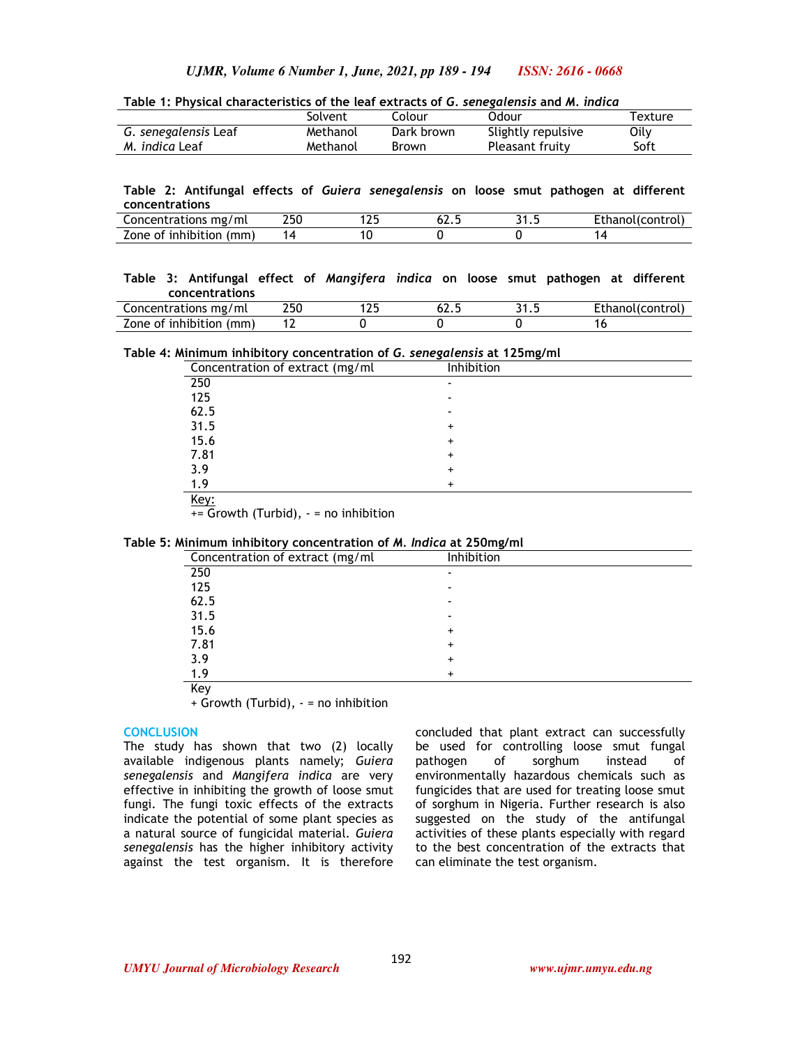**Table 1: Physical characteristics of the leaf extracts of *G. senegalensis* and *M. indica***

| | Solvent | Colour | Odour | Texture |
|---|---|---|---|---|
| *G. senegalensis* Leaf | Methanol | Dark brown | Slightly repulsive | Oily |
| *M. indica* Leaf | Methanol | Brown | Pleasant fruity | Soft |

**Table 2: Antifungal effects of *Guiera senegalensis* on loose smut pathogen at different concentrations**

| Concentrations mg/ml | 250 | 125 | 62.5 | 31.5 | Ethanol(control) |
|---|---|---|---|---|---|
| Zone of inhibition (mm) | 14 | 10 | 0 | 0 | 14 |

**Table 3: Antifungal effect of *Mangifera indica* on loose smut pathogen at different concentrations**

| Concentrations mg/ml | 250 | 125 | 62.5 | 31.5 | Ethanol(control) |
|---|---|---|---|---|---|
| Zone of inhibition (mm) | 12 | 0 | 0 | 0 | 16 |

**Table 4: Minimum inhibitory concentration of *G. senegalensis* at 125mg/ml**

| Concentration of extract (mg/ml | Inhibition |
|---|---|
| 250 | - |
| 125 | - |
| 62.5 | - |
| 31.5 | + |
| 15.6 | + |
| 7.81 | + |
| 3.9 | + |
| 1.9 | + |

Key:
+= Growth (Turbid), - = no inhibition

**Table 5: Minimum inhibitory concentration of *M. Indica* at 250mg/ml**

| Concentration of extract (mg/ml | Inhibition |
|---|---|
| 250 | - |
| 125 | - |
| 62.5 | - |
| 31.5 | - |
| 15.6 | + |
| 7.81 | + |
| 3.9 | + |
| 1.9 | + |

Key
+ Growth (Turbid), - = no inhibition

## CONCLUSION

The study has shown that two (2) locally available indigenous plants namely; *Guiera senegalensis* and *Mangifera indica* are very effective in inhibiting the growth of loose smut fungi. The fungi toxic effects of the extracts indicate the potential of some plant species as a natural source of fungicidal material. *Guiera senegalensis* has the higher inhibitory activity against the test organism. It is therefore concluded that plant extract can successfully be used for controlling loose smut fungal pathogen of sorghum instead of environmentally hazardous chemicals such as fungicides that are used for treating loose smut of sorghum in Nigeria. Further research is also suggested on the study of the antifungal activities of these plants especially with regard to the best concentration of the extracts that can eliminate the test organism.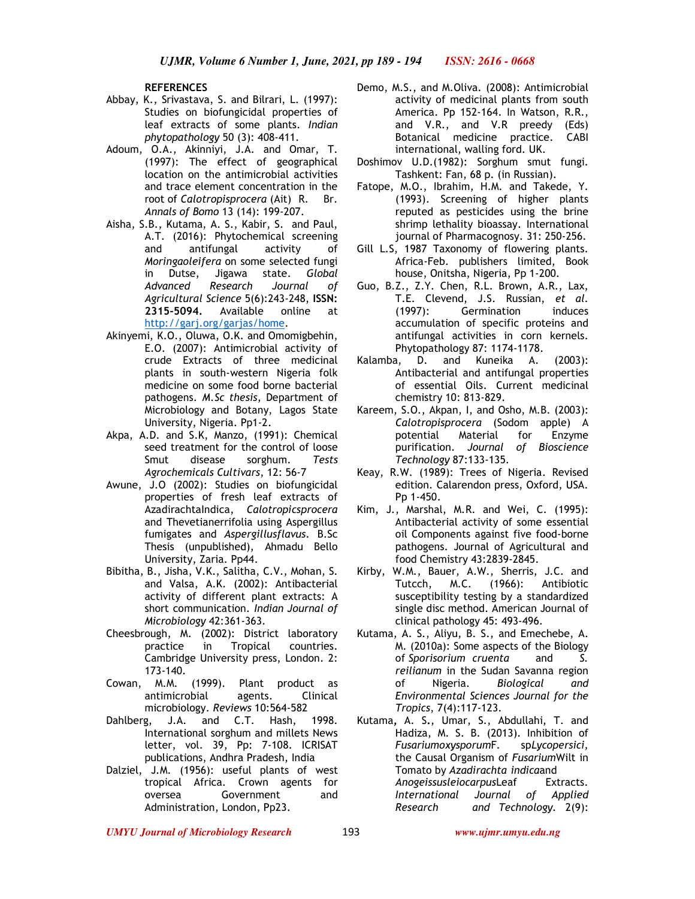**REFERENCES**

Abbay, K., Srivastava, S. and Bilrari, L. (1997): Studies on biofungicidal properties of leaf extracts of some plants. *Indian phytopathology* 50 (3): 408-411.

Adoum, O.A., Akinniyi, J.A. and Omar, T. (1997): The effect of geographical location on the antimicrobial activities and trace element concentration in the root of *Calotropisprocera* (Ait) R. Br. *Annals of Bomo* 13 (14): 199-207.

Aisha, S.B., Kutama, A. S., Kabir, S. and Paul, A.T. (2016): Phytochemical screening and antifungal activity of *Moringaoleifera* on some selected fungi in Dutse, Jigawa state. *Global Advanced Research Journal of Agricultural Science* 5(6):243-248, **ISSN: 2315-5094.** Available online at http://garj.org/garjas/home.

Akinyemi, K.O., Oluwa, O.K. and Omomigbehin, E.O. (2007): Antimicrobial activity of crude Extracts of three medicinal plants in south-western Nigeria folk medicine on some food borne bacterial pathogens. *M.Sc thesis*, Department of Microbiology and Botany, Lagos State University, Nigeria. Pp1-2.

Akpa, A.D. and S.K, Manzo, (1991): Chemical seed treatment for the control of loose Smut disease sorghum. *Tests Agrochemicals Cultivars*, 12: 56-7

Awune, J.O (2002): Studies on biofungicidal properties of fresh leaf extracts of AzadirachtaIndica, *Calotropicsprocera* and Thevetianerrifolia using Aspergillus fumigates and *Aspergillusflavus*. B.Sc Thesis (unpublished), Ahmadu Bello University, Zaria. Pp44.

Bibitha, B., Jisha, V.K., Salitha, C.V., Mohan, S. and Valsa, A.K. (2002): Antibacterial activity of different plant extracts: A short communication. *Indian Journal of Microbiology* 42:361-363.

Cheesbrough, M. (2002): District laboratory practice in Tropical countries. Cambridge University press, London. 2: 173-140.

Cowan, M.M. (1999). Plant product as antimicrobial agents. Clinical microbiology. *Reviews* 10:564-582

Dahlberg, J.A. and C.T. Hash, 1998. International sorghum and millets News letter, vol. 39, Pp: 7-108. ICRISAT publications, Andhra Pradesh, India

Dalziel, J.M. (1956): useful plants of west tropical Africa. Crown agents for oversea Government and Administration, London, Pp23.

Demo, M.S., and M.Oliva. (2008): Antimicrobial activity of medicinal plants from south America. Pp 152-164. In Watson, R.R., and V.R., and V.R preedy (Eds) Botanical medicine practice. CABI international, walling ford. UK.

Doshimov U.D.(1982): Sorghum smut fungi. Tashkent: Fan, 68 p. (in Russian).

Fatope, M.O., Ibrahim, H.M. and Takede, Y. (1993). Screening of higher plants reputed as pesticides using the brine shrimp lethality bioassay. International journal of Pharmacognosy. 31: 250-256.

Gill L.S, 1987 Taxonomy of flowering plants. Africa-Feb. publishers limited, Book house, Onitsha, Nigeria, Pp 1-200.

Guo, B.Z., Z.Y. Chen, R.L. Brown, A.R., Lax, T.E. Clevend, J.S. Russian, *et al*. (1997): Germination induces accumulation of specific proteins and antifungal activities in corn kernels. Phytopathology 87: 1174-1178.

Kalamba, D. and Kuneika A. (2003): Antibacterial and antifungal properties of essential Oils. Current medicinal chemistry 10: 813-829.

Kareem, S.O., Akpan, I, and Osho, M.B. (2003): *Calotropisprocera* (Sodom apple) A potential Material for Enzyme purification. *Journal of Bioscience Technology* 87:133-135.

Keay, R.W. (1989): Trees of Nigeria. Revised edition. Calarendon press, Oxford, USA. Pp 1-450.

Kim, J., Marshal, M.R. and Wei, C. (1995): Antibacterial activity of some essential oil Components against five food-borne pathogens. Journal of Agricultural and food Chemistry 43:2839-2845.

Kirby, W.M., Bauer, A.W., Sherris, J.C. and Tutcch, M.C. (1966): Antibiotic susceptibility testing by a standardized single disc method. American Journal of clinical pathology 45: 493-496.

Kutama, A. S., Aliyu, B. S., and Emechebe, A. M. (2010a): Some aspects of the Biology of *Sporisorium cruenta* and *S. reilianum* in the Sudan Savanna region of Nigeria. *Biological and Environmental Sciences Journal for the Tropics*, 7(4):117-123.

Kutama, A. S., Umar, S., Abdullahi, T. and Hadiza, M. S. B. (2013). Inhibition of *Fusariumoxysporum*F. sp*Lycopersici,* the Causal Organism of *Fusarium*Wilt in Tomato by *Azadirachta indica*and *Anogeissusleiocarpus*Leaf Extracts. *International Journal of Applied Research and Technology*. 2(9):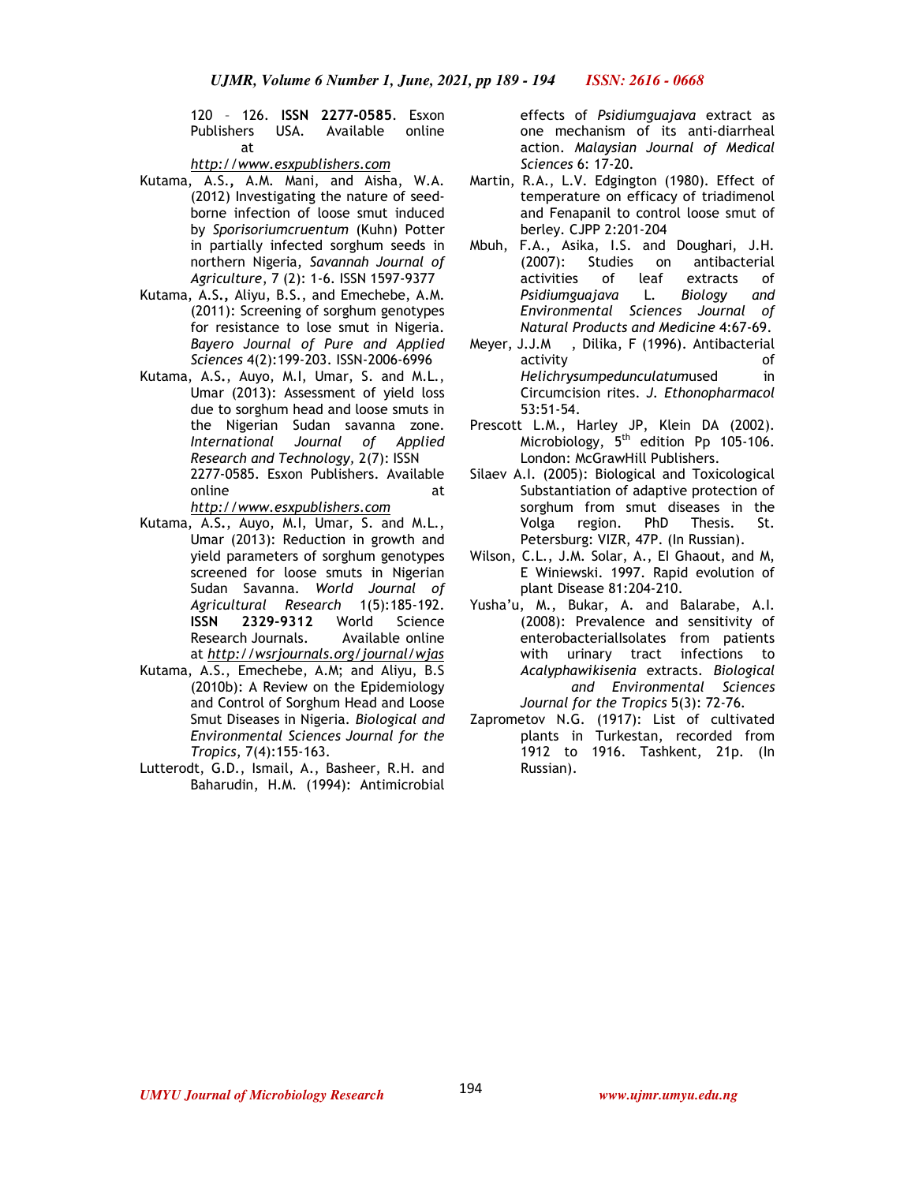120 – 126. **ISSN 2277-0585**. Esxon Publishers USA. Available online at *http://www.esxpublishers.com*

Kutama, A.S., A.M. Mani, and Aisha, W.A. (2012) Investigating the nature of seed-borne infection of loose smut induced by *Sporisoriumcruentum* (Kuhn) Potter in partially infected sorghum seeds in northern Nigeria, *Savannah Journal of Agriculture*, 7 (2): 1-6. ISSN 1597-9377

Kutama, A.S., Aliyu, B.S., and Emechebe, A.M. (2011): Screening of sorghum genotypes for resistance to lose smut in Nigeria. *Bayero Journal of Pure and Applied Sciences* 4(2):199-203. ISSN-2006-6996

Kutama, A.S., Auyo, M.I, Umar, S. and M.L., Umar (2013): Assessment of yield loss due to sorghum head and loose smuts in the Nigerian Sudan savanna zone. *International Journal of Applied Research and Technology*, 2(7): ISSN 2277-0585. Esxon Publishers. Available online at *http://www.esxpublishers.com*

Kutama, A.S., Auyo, M.I, Umar, S. and M.L., Umar (2013): Reduction in growth and yield parameters of sorghum genotypes screened for loose smuts in Nigerian Sudan Savanna. *World Journal of Agricultural Research* 1(5):185-192. **ISSN 2329-9312** World Science Research Journals. Available online at *http://wsrjournals.org/journal/wjas*

Kutama, A.S., Emechebe, A.M; and Aliyu, B.S (2010b): A Review on the Epidemiology and Control of Sorghum Head and Loose Smut Diseases in Nigeria. *Biological and Environmental Sciences Journal for the Tropics*, 7(4):155-163.

Lutterodt, G.D., Ismail, A., Basheer, R.H. and Baharudin, H.M. (1994): Antimicrobial effects of *Psidiumguajava* extract as one mechanism of its anti-diarrheal action. *Malaysian Journal of Medical Sciences* 6: 17-20.

Martin, R.A., L.V. Edgington (1980). Effect of temperature on efficacy of triadimenol and Fenapanil to control loose smut of berley. CJPP 2:201-204

Mbuh, F.A., Asika, I.S. and Doughari, J.H. (2007): Studies on antibacterial activities of leaf extracts of *Psidiumguajava* L. *Biology and Environmental Sciences Journal of Natural Products and Medicine* 4:67-69.

Meyer, J.J.M , Dilika, F (1996). Antibacterial activity of *Helichrysumpedunculatum*used in Circumcision rites. *J. Ethonopharmacol* 53:51-54.

Prescott L.M., Harley JP, Klein DA (2002). Microbiology, 5th edition Pp 105-106. London: McGrawHill Publishers.

Silaev A.I. (2005): Biological and Toxicological Substantiation of adaptive protection of sorghum from smut diseases in the Volga region. PhD Thesis. St. Petersburg: VIZR, 47P. (In Russian).

Wilson, C.L., J.M. Solar, A., El Ghaout, and M, E Winiewski. 1997. Rapid evolution of plant Disease 81:204-210.

Yusha'u, M., Bukar, A. and Balarabe, A.I. (2008): Prevalence and sensitivity of enterobacterialIsolates from patients with urinary tract infections to *Acalyphawikisenia* extracts. *Biological and Environmental Sciences Journal for the Tropics* 5(3): 72-76.

Zaprometov N.G. (1917): List of cultivated plants in Turkestan, recorded from 1912 to 1916. Tashkent, 21p. (In Russian).